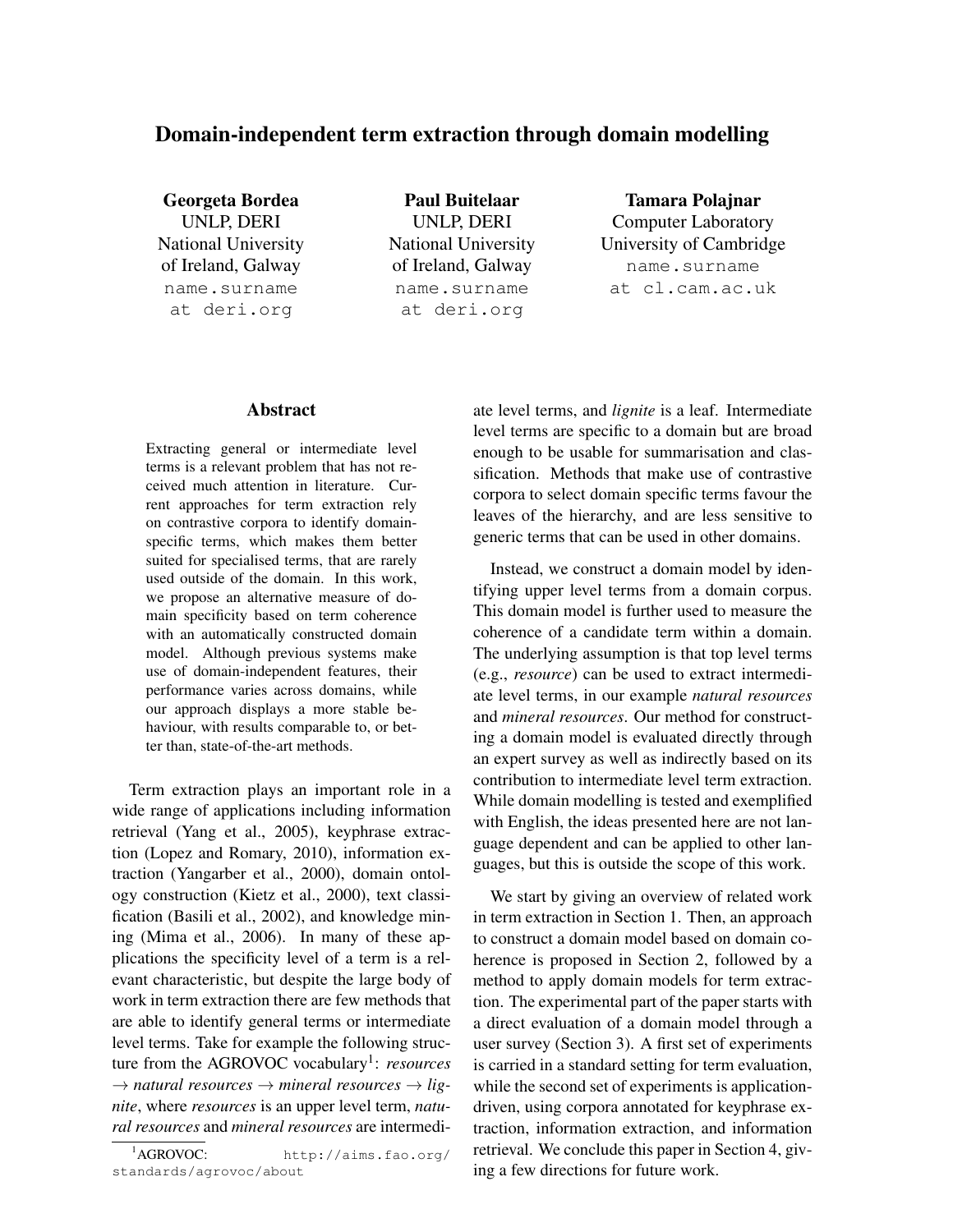# Domain-independent term extraction through domain modelling

**Georgeta Bordea**
UNLP, DERI
National University of Ireland, Galway
name.surname at deri.org

**Paul Buitelaar**
UNLP, DERI
National University of Ireland, Galway
name.surname at deri.org

**Tamara Polajnar**
Computer Laboratory
University of Cambridge
name.surname at cl.cam.ac.uk

## Abstract

Extracting general or intermediate level terms is a relevant problem that has not received much attention in literature. Current approaches for term extraction rely on contrastive corpora to identify domain-specific terms, which makes them better suited for specialised terms, that are rarely used outside of the domain. In this work, we propose an alternative measure of domain specificity based on term coherence with an automatically constructed domain model. Although previous systems make use of domain-independent features, their performance varies across domains, while our approach displays a more stable behaviour, with results comparable to, or better than, state-of-the-art methods.

Term extraction plays an important role in a wide range of applications including information retrieval (Yang et al., 2005), keyphrase extraction (Lopez and Romary, 2010), information extraction (Yangarber et al., 2000), domain ontology construction (Kietz et al., 2000), text classification (Basili et al., 2002), and knowledge mining (Mima et al., 2006). In many of these applications the specificity level of a term is a relevant characteristic, but despite the large body of work in term extraction there are few methods that are able to identify general terms or intermediate level terms. Take for example the following structure from the AGROVOC vocabulary[1]: *resources* → *natural resources* → *mineral resources* → *lignite*, where *resources* is an upper level term, *natural resources* and *mineral resources* are intermediate level terms, and *lignite* is a leaf. Intermediate level terms are specific to a domain but are broad enough to be usable for summarisation and classification. Methods that make use of contrastive corpora to select domain specific terms favour the leaves of the hierarchy, and are less sensitive to generic terms that can be used in other domains.

Instead, we construct a domain model by identifying upper level terms from a domain corpus. This domain model is further used to measure the coherence of a candidate term within a domain. The underlying assumption is that top level terms (e.g., *resource*) can be used to extract intermediate level terms, in our example *natural resources* and *mineral resources*. Our method for constructing a domain model is evaluated directly through an expert survey as well as indirectly based on its contribution to intermediate level term extraction. While domain modelling is tested and exemplified with English, the ideas presented here are not language dependent and can be applied to other languages, but this is outside the scope of this work.

We start by giving an overview of related work in term extraction in Section 1. Then, an approach to construct a domain model based on domain coherence is proposed in Section 2, followed by a method to apply domain models for term extraction. The experimental part of the paper starts with a direct evaluation of a domain model through a user survey (Section 3). A first set of experiments is carried in a standard setting for term evaluation, while the second set of experiments is application-driven, using corpora annotated for keyphrase extraction, information extraction, and information retrieval. We conclude this paper in Section 4, giving a few directions for future work.

[1] AGROVOC: http://aims.fao.org/standards/agrovoc/about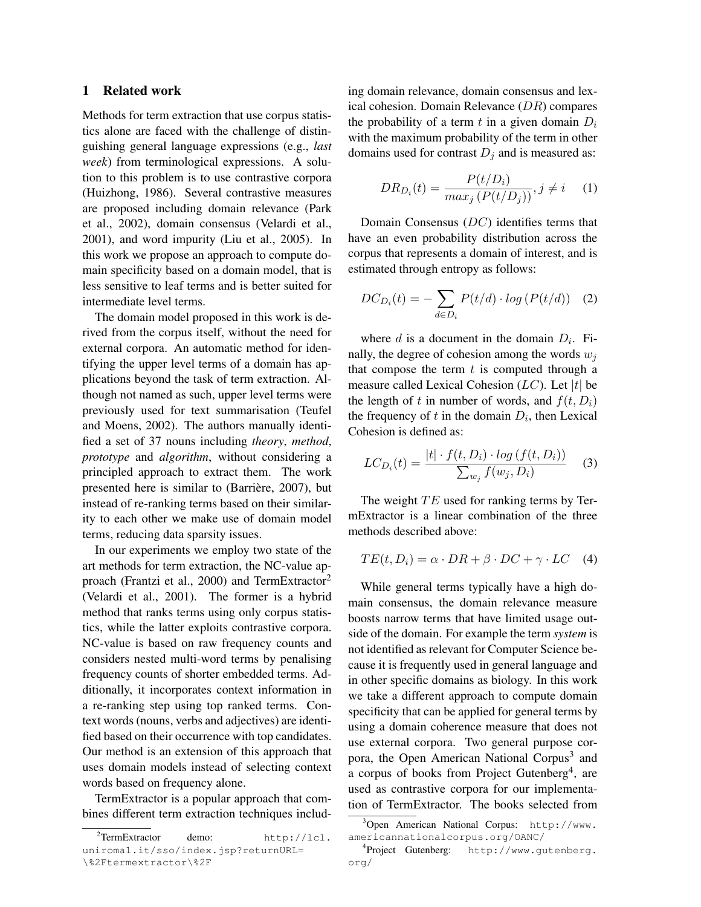## 1 Related work

Methods for term extraction that use corpus statistics alone are faced with the challenge of distinguishing general language expressions (e.g., *last week*) from terminological expressions. A solution to this problem is to use contrastive corpora (Huizhong, 1986). Several contrastive measures are proposed including domain relevance (Park et al., 2002), domain consensus (Velardi et al., 2001), and word impurity (Liu et al., 2005). In this work we propose an approach to compute domain specificity based on a domain model, that is less sensitive to leaf terms and is better suited for intermediate level terms.

The domain model proposed in this work is derived from the corpus itself, without the need for external corpora. An automatic method for identifying the upper level terms of a domain has applications beyond the task of term extraction. Although not named as such, upper level terms were previously used for text summarisation (Teufel and Moens, 2002). The authors manually identified a set of 37 nouns including *theory*, *method*, *prototype* and *algorithm*, without considering a principled approach to extract them. The work presented here is similar to (Barrière, 2007), but instead of re-ranking terms based on their similarity to each other we make use of domain model terms, reducing data sparsity issues.

In our experiments we employ two state of the art methods for term extraction, the NC-value approach (Frantzi et al., 2000) and TermExtractor[2] (Velardi et al., 2001). The former is a hybrid method that ranks terms using only corpus statistics, while the latter exploits contrastive corpora. NC-value is based on raw frequency counts and considers nested multi-word terms by penalising frequency counts of shorter embedded terms. Additionally, it incorporates context information in a re-ranking step using top ranked terms. Context words (nouns, verbs and adjectives) are identified based on their occurrence with top candidates. Our method is an extension of this approach that uses domain models instead of selecting context words based on frequency alone.

TermExtractor is a popular approach that combines different term extraction techniques including domain relevance, domain consensus and lexical cohesion. Domain Relevance ($DR$) compares the probability of a term $t$ in a given domain $D_i$ with the maximum probability of the term in other domains used for contrast $D_j$ and is measured as:

$$DR_{D_i}(t) = \frac{P(t/D_i)}{max_j\left(P(t/D_j)\right)}, j \neq i \quad (1)$$

Domain Consensus ($DC$) identifies terms that have an even probability distribution across the corpus that represents a domain of interest, and is estimated through entropy as follows:

$$DC_{D_i}(t) = -\sum_{d \in D_i} P(t/d) \cdot log\left(P(t/d)\right) \quad (2)$$

where $d$ is a document in the domain $D_i$. Finally, the degree of cohesion among the words $w_j$ that compose the term $t$ is computed through a measure called Lexical Cohesion ($LC$). Let $|t|$ be the length of $t$ in number of words, and $f(t, D_i)$ the frequency of $t$ in the domain $D_i$, then Lexical Cohesion is defined as:

$$LC_{D_i}(t) = \frac{|t| \cdot f(t, D_i) \cdot log\left(f(t, D_i)\right)}{\sum_{w_j} f(w_j, D_i)} \quad (3)$$

The weight $TE$ used for ranking terms by TermExtractor is a linear combination of the three methods described above:

$$TE(t, D_i) = \alpha \cdot DR + \beta \cdot DC + \gamma \cdot LC \quad (4)$$

While general terms typically have a high domain consensus, the domain relevance measure boosts narrow terms that have limited usage outside of the domain. For example the term *system* is not identified as relevant for Computer Science because it is frequently used in general language and in other specific domains as biology. In this work we take a different approach to compute domain specificity that can be applied for general terms by using a domain coherence measure that does not use external corpora. Two general purpose corpora, the Open American National Corpus[3] and a corpus of books from Project Gutenberg[4], are used as contrastive corpora for our implementation of TermExtractor. The books selected from

[2]TermExtractor demo: http://lcl.uniroma1.it/sso/index.jsp?returnURL=\%2Ftermextractor\%2F

[3]Open American National Corpus: http://www.americannationalcorpus.org/OANC/

[4]Project Gutenberg: http://www.gutenberg.org/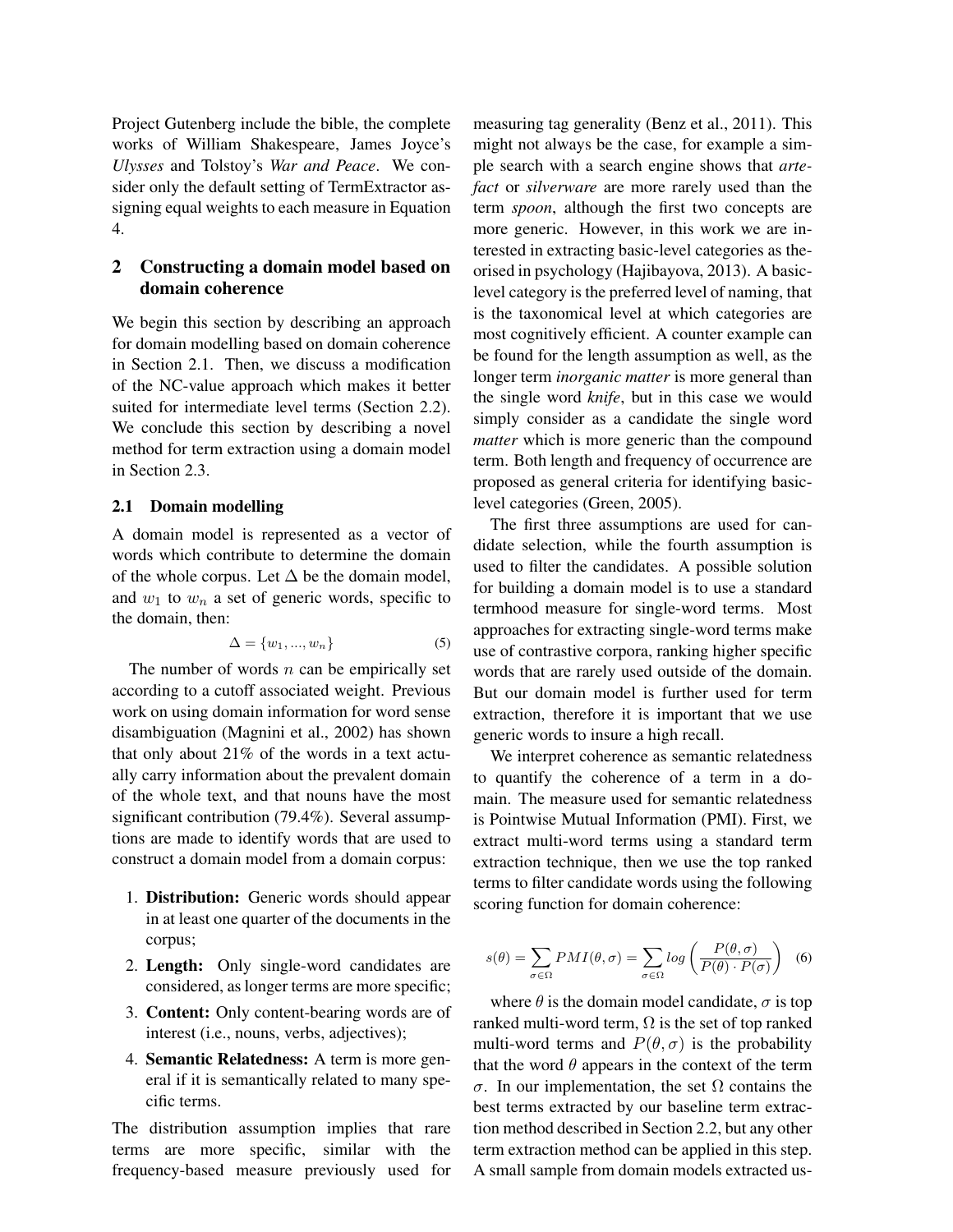Project Gutenberg include the bible, the complete works of William Shakespeare, James Joyce's *Ulysses* and Tolstoy's *War and Peace*. We consider only the default setting of TermExtractor assigning equal weights to each measure in Equation 4.

## 2 Constructing a domain model based on domain coherence

We begin this section by describing an approach for domain modelling based on domain coherence in Section 2.1. Then, we discuss a modification of the NC-value approach which makes it better suited for intermediate level terms (Section 2.2). We conclude this section by describing a novel method for term extraction using a domain model in Section 2.3.

### 2.1 Domain modelling

A domain model is represented as a vector of words which contribute to determine the domain of the whole corpus. Let $\Delta$ be the domain model, and $w_1$ to $w_n$ a set of generic words, specific to the domain, then:

$$\Delta = \{w_1, ..., w_n\} \quad (5)$$

The number of words $n$ can be empirically set according to a cutoff associated weight. Previous work on using domain information for word sense disambiguation (Magnini et al., 2002) has shown that only about 21% of the words in a text actually carry information about the prevalent domain of the whole text, and that nouns have the most significant contribution (79.4%). Several assumptions are made to identify words that are used to construct a domain model from a domain corpus:

1. **Distribution:** Generic words should appear in at least one quarter of the documents in the corpus;
2. **Length:** Only single-word candidates are considered, as longer terms are more specific;
3. **Content:** Only content-bearing words are of interest (i.e., nouns, verbs, adjectives);
4. **Semantic Relatedness:** A term is more general if it is semantically related to many specific terms.

The distribution assumption implies that rare terms are more specific, similar with the frequency-based measure previously used for measuring tag generality (Benz et al., 2011). This might not always be the case, for example a simple search with a search engine shows that *artefact* or *silverware* are more rarely used than the term *spoon*, although the first two concepts are more generic. However, in this work we are interested in extracting basic-level categories as theorised in psychology (Hajibayova, 2013). A basic-level category is the preferred level of naming, that is the taxonomical level at which categories are most cognitively efficient. A counter example can be found for the length assumption as well, as the longer term *inorganic matter* is more general than the single word *knife*, but in this case we would simply consider as a candidate the single word *matter* which is more generic than the compound term. Both length and frequency of occurrence are proposed as general criteria for identifying basic-level categories (Green, 2005).

The first three assumptions are used for candidate selection, while the fourth assumption is used to filter the candidates. A possible solution for building a domain model is to use a standard termhood measure for single-word terms. Most approaches for extracting single-word terms make use of contrastive corpora, ranking higher specific words that are rarely used outside of the domain. But our domain model is further used for term extraction, therefore it is important that we use generic words to insure a high recall.

We interpret coherence as semantic relatedness to quantify the coherence of a term in a domain. The measure used for semantic relatedness is Pointwise Mutual Information (PMI). First, we extract multi-word terms using a standard term extraction technique, then we use the top ranked terms to filter candidate words using the following scoring function for domain coherence:

$$s(\theta) = \sum_{\sigma \in \Omega} PMI(\theta, \sigma) = \sum_{\sigma \in \Omega} log\left(\frac{P(\theta, \sigma)}{P(\theta) \cdot P(\sigma)}\right) \quad (6)$$

where $\theta$ is the domain model candidate, $\sigma$ is top ranked multi-word term, $\Omega$ is the set of top ranked multi-word terms and $P(\theta, \sigma)$ is the probability that the word $\theta$ appears in the context of the term $\sigma$. In our implementation, the set $\Omega$ contains the best terms extracted by our baseline term extraction method described in Section 2.2, but any other term extraction method can be applied in this step. A small sample from domain models extracted us-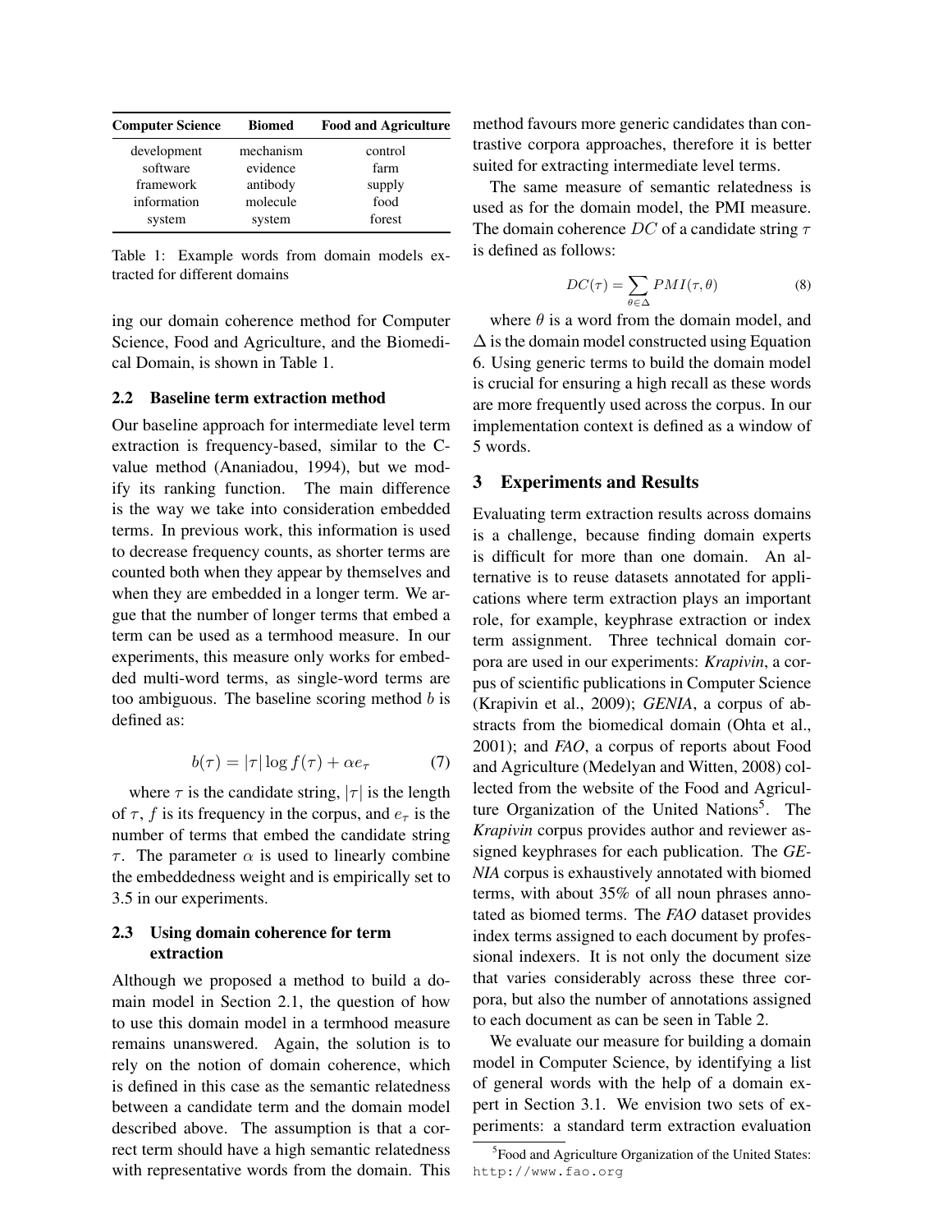| Computer Science | Biomed | Food and Agriculture |
|---|---|---|
| development | mechanism | control |
| software | evidence | farm |
| framework | antibody | supply |
| information | molecule | food |
| system | system | forest |

Table 1: Example words from domain models extracted for different domains

ing our domain coherence method for Computer Science, Food and Agriculture, and the Biomedical Domain, is shown in Table 1.

### 2.2 Baseline term extraction method

Our baseline approach for intermediate level term extraction is frequency-based, similar to the C-value method (Ananiadou, 1994), but we modify its ranking function. The main difference is the way we take into consideration embedded terms. In previous work, this information is used to decrease frequency counts, as shorter terms are counted both when they appear by themselves and when they are embedded in a longer term. We argue that the number of longer terms that embed a term can be used as a termhood measure. In our experiments, this measure only works for embedded multi-word terms, as single-word terms are too ambiguous. The baseline scoring method $b$ is defined as:

$$b(\tau) = |\tau| \log f(\tau) + \alpha e_{\tau} \quad (7)$$

where $\tau$ is the candidate string, $|\tau|$ is the length of $\tau$, $f$ is its frequency in the corpus, and $e_{\tau}$ is the number of terms that embed the candidate string $\tau$. The parameter $\alpha$ is used to linearly combine the embeddedness weight and is empirically set to 3.5 in our experiments.

### 2.3 Using domain coherence for term extraction

Although we proposed a method to build a domain model in Section 2.1, the question of how to use this domain model in a termhood measure remains unanswered. Again, the solution is to rely on the notion of domain coherence, which is defined in this case as the semantic relatedness between a candidate term and the domain model described above. The assumption is that a correct term should have a high semantic relatedness with representative words from the domain. This method favours more generic candidates than contrastive corpora approaches, therefore it is better suited for extracting intermediate level terms.

The same measure of semantic relatedness is used as for the domain model, the PMI measure. The domain coherence $DC$ of a candidate string $\tau$ is defined as follows:

$$DC(\tau) = \sum_{\theta \in \Delta} PMI(\tau, \theta) \quad (8)$$

where $\theta$ is a word from the domain model, and $\Delta$ is the domain model constructed using Equation 6. Using generic terms to build the domain model is crucial for ensuring a high recall as these words are more frequently used across the corpus. In our implementation context is defined as a window of 5 words.

## 3 Experiments and Results

Evaluating term extraction results across domains is a challenge, because finding domain experts is difficult for more than one domain. An alternative is to reuse datasets annotated for applications where term extraction plays an important role, for example, keyphrase extraction or index term assignment. Three technical domain corpora are used in our experiments: ***Krapivin***, a corpus of scientific publications in Computer Science (Krapivin et al., 2009); ***GENIA***, a corpus of abstracts from the biomedical domain (Ohta et al., 2001); and ***FAO***, a corpus of reports about Food and Agriculture (Medelyan and Witten, 2008) collected from the website of the Food and Agriculture Organization of the United Nations[5]. The *Krapivin* corpus provides author and reviewer assigned keyphrases for each publication. The *GENIA* corpus is exhaustively annotated with biomed terms, with about 35% of all noun phrases annotated as biomed terms. The *FAO* dataset provides index terms assigned to each document by professional indexers. It is not only the document size that varies considerably across these three corpora, but also the number of annotations assigned to each document as can be seen in Table 2.

We evaluate our measure for building a domain model in Computer Science, by identifying a list of general words with the help of a domain expert in Section 3.1. We envision two sets of experiments: a standard term extraction evaluation

[5] Food and Agriculture Organization of the United States: http://www.fao.org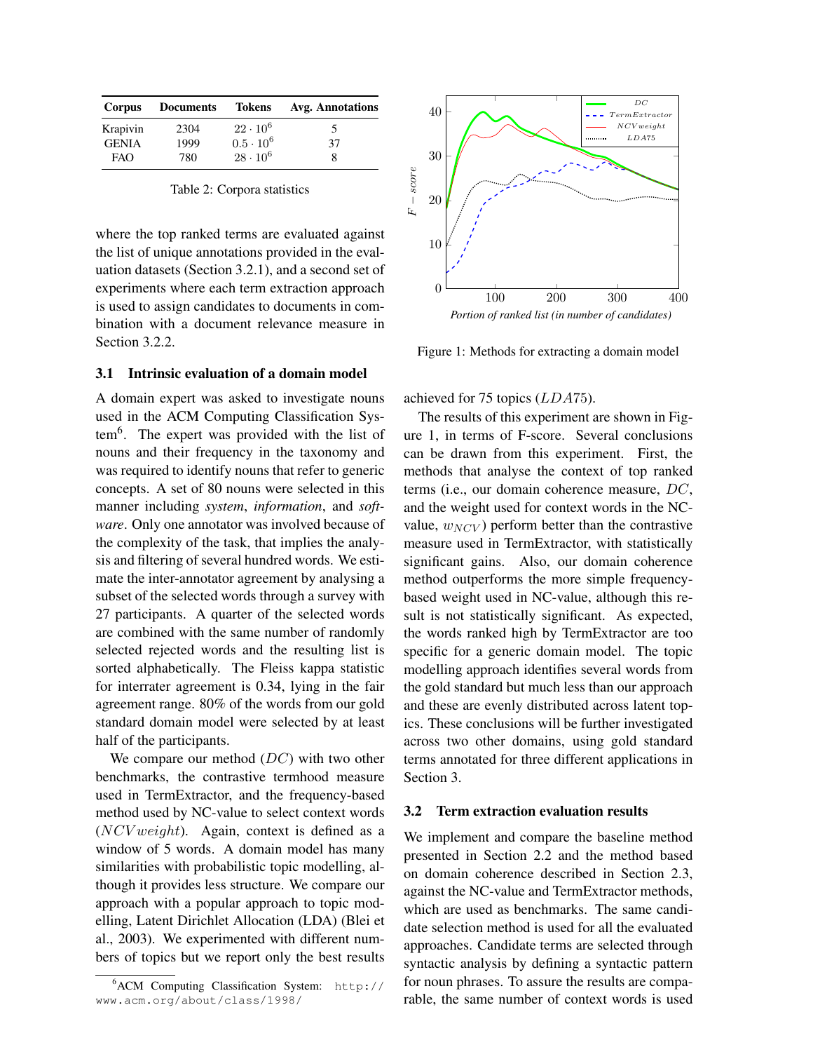| Corpus | Documents | Tokens | Avg. Annotations |
|---|---|---|---|
| Krapivin | 2304 | $22 \cdot 10^6$ | 5 |
| GENIA | 1999 | $0.5 \cdot 10^6$ | 37 |
| FAO | 780 | $28 \cdot 10^6$ | 8 |

Table 2: Corpora statistics

where the top ranked terms are evaluated against the list of unique annotations provided in the evaluation datasets (Section 3.2.1), and a second set of experiments where each term extraction approach is used to assign candidates to documents in combination with a document relevance measure in Section 3.2.2.

### 3.1 Intrinsic evaluation of a domain model

A domain expert was asked to investigate nouns used in the ACM Computing Classification System[6]. The expert was provided with the list of nouns and their frequency in the taxonomy and was required to identify nouns that refer to generic concepts. A set of 80 nouns were selected in this manner including *system*, *information*, and *software*. Only one annotator was involved because of the complexity of the task, that implies the analysis and filtering of several hundred words. We estimate the inter-annotator agreement by analysing a subset of the selected words through a survey with 27 participants. A quarter of the selected words are combined with the same number of randomly selected rejected words and the resulting list is sorted alphabetically. The Fleiss kappa statistic for interrater agreement is 0.34, lying in the fair agreement range. 80% of the words from our gold standard domain model were selected by at least half of the participants.

We compare our method ($DC$) with two other benchmarks, the contrastive termhood measure used in TermExtractor, and the frequency-based method used by NC-value to select context words ($NCVweight$). Again, context is defined as a window of 5 words. A domain model has many similarities with probabilistic topic modelling, although it provides less structure. We compare our approach with a popular approach to topic modelling, Latent Dirichlet Allocation (LDA) (Blei et al., 2003). We experimented with different numbers of topics but we report only the best results achieved for 75 topics ($LDA75$).

[6]ACM Computing Classification System: http://www.acm.org/about/class/1998/

Figure 1: Methods for extracting a domain model

The results of this experiment are shown in Figure 1, in terms of F-score. Several conclusions can be drawn from this experiment. First, the methods that analyse the context of top ranked terms (i.e., our domain coherence measure, $DC$, and the weight used for context words in the NC-value, $w_{NCV}$) perform better than the contrastive measure used in TermExtractor, with statistically significant gains. Also, our domain coherence method outperforms the more simple frequency-based weight used in NC-value, although this result is not statistically significant. As expected, the words ranked high by TermExtractor are too specific for a generic domain model. The topic modelling approach identifies several words from the gold standard but much less than our approach and these are evenly distributed across latent topics. These conclusions will be further investigated across two other domains, using gold standard terms annotated for three different applications in Section 3.

### 3.2 Term extraction evaluation results

We implement and compare the baseline method presented in Section 2.2 and the method based on domain coherence described in Section 2.3, against the NC-value and TermExtractor methods, which are used as benchmarks. The same candidate selection method is used for all the evaluated approaches. Candidate terms are selected through syntactic analysis by defining a syntactic pattern for noun phrases. To assure the results are comparable, the same number of context words is used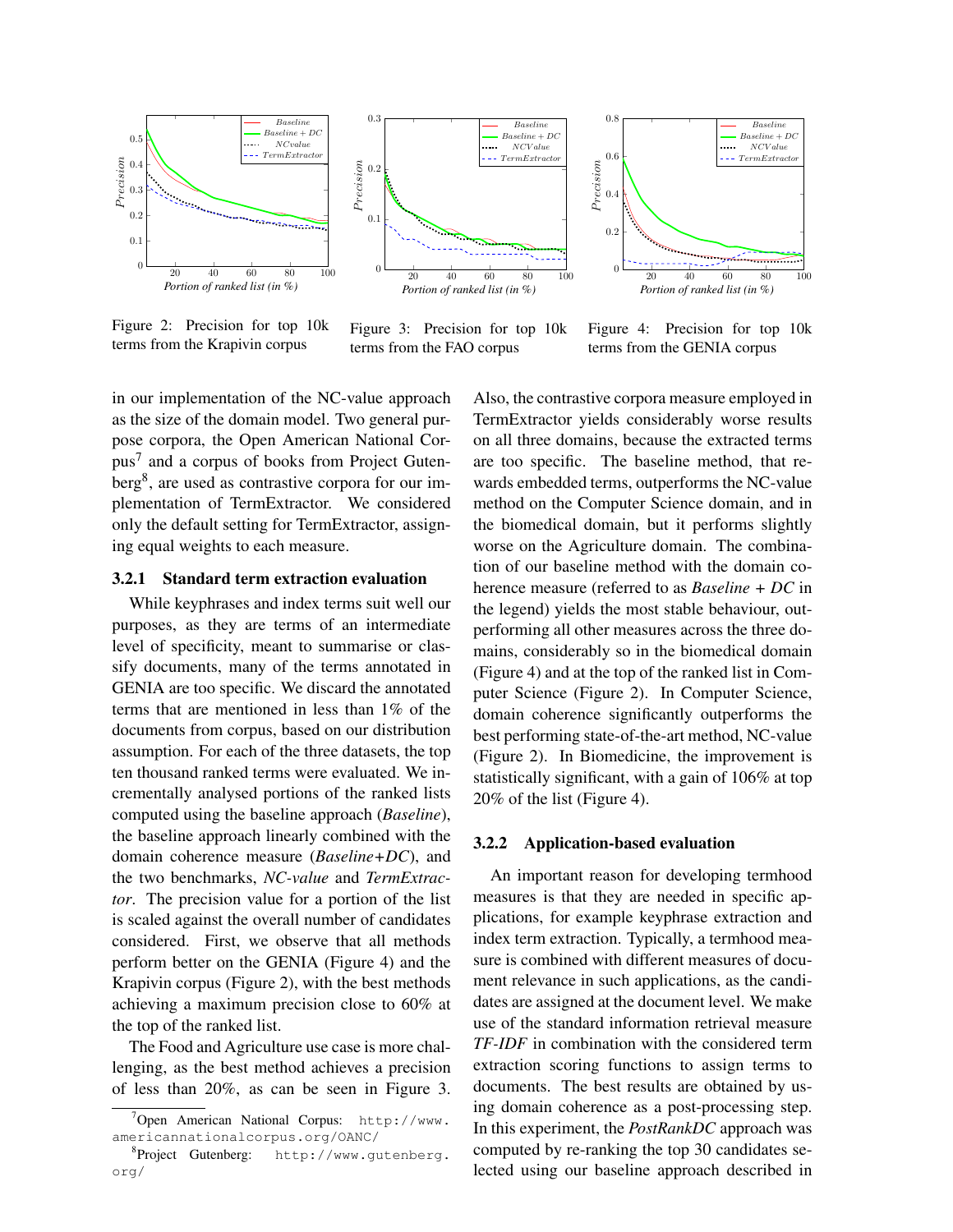Figure 2: Precision for top 10k terms from the Krapivin corpus

Figure 3: Precision for top 10k terms from the FAO corpus

Figure 4: Precision for top 10k terms from the GENIA corpus

in our implementation of the NC-value approach as the size of the domain model. Two general purpose corpora, the Open American National Corpus[7] and a corpus of books from Project Gutenberg[8], are used as contrastive corpora for our implementation of TermExtractor. We considered only the default setting for TermExtractor, assigning equal weights to each measure.

### 3.2.1 Standard term extraction evaluation

While keyphrases and index terms suit well our purposes, as they are terms of an intermediate level of specificity, meant to summarise or classify documents, many of the terms annotated in GENIA are too specific. We discard the annotated terms that are mentioned in less than 1% of the documents from corpus, based on our distribution assumption. For each of the three datasets, the top ten thousand ranked terms were evaluated. We incrementally analysed portions of the ranked lists computed using the baseline approach (*Baseline*), the baseline approach linearly combined with the domain coherence measure (*Baseline+DC*), and the two benchmarks, *NC-value* and *TermExtractor*. The precision value for a portion of the list is scaled against the overall number of candidates considered. First, we observe that all methods perform better on the GENIA (Figure 4) and the Krapivin corpus (Figure 2), with the best methods achieving a maximum precision close to 60% at the top of the ranked list.

The Food and Agriculture use case is more challenging, as the best method achieves a precision of less than 20%, as can be seen in Figure 3. Also, the contrastive corpora measure employed in TermExtractor yields considerably worse results on all three domains, because the extracted terms are too specific. The baseline method, that rewards embedded terms, outperforms the NC-value method on the Computer Science domain, and in the biomedical domain, but it performs slightly worse on the Agriculture domain. The combination of our baseline method with the domain coherence measure (referred to as *Baseline + DC* in the legend) yields the most stable behaviour, outperforming all other measures across the three domains, considerably so in the biomedical domain (Figure 4) and at the top of the ranked list in Computer Science (Figure 2). In Computer Science, domain coherence significantly outperforms the best performing state-of-the-art method, NC-value (Figure 2). In Biomedicine, the improvement is statistically significant, with a gain of 106% at top 20% of the list (Figure 4).

### 3.2.2 Application-based evaluation

An important reason for developing termhood measures is that they are needed in specific applications, for example keyphrase extraction and index term extraction. Typically, a termhood measure is combined with different measures of document relevance in such applications, as the candidates are assigned at the document level. We make use of the standard information retrieval measure *TF-IDF* in combination with the considered term extraction scoring functions to assign terms to documents. The best results are obtained by using domain coherence as a post-processing step. In this experiment, the *PostRankDC* approach was computed by re-ranking the top 30 candidates selected using our baseline approach described in

[7] Open American National Corpus: http://www.americannationalcorpus.org/OANC/

[8] Project Gutenberg: http://www.gutenberg.org/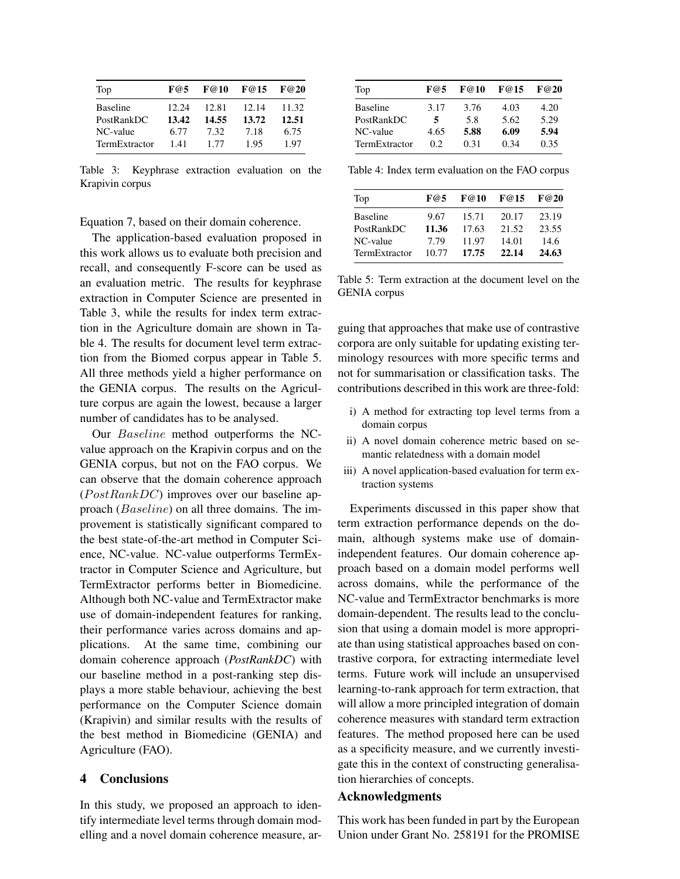| Top | F@5 | F@10 | F@15 | F@20 |
|---|---|---|---|---|
| Baseline | 12.24 | 12.81 | 12.14 | 11.32 |
| PostRankDC | **13.42** | **14.55** | **13.72** | **12.51** |
| NC-value | 6.77 | 7.32 | 7.18 | 6.75 |
| TermExtractor | 1.41 | 1.77 | 1.95 | 1.97 |

Table 3: Keyphrase extraction evaluation on the Krapivin corpus

Equation 7, based on their domain coherence.

The application-based evaluation proposed in this work allows us to evaluate both precision and recall, and consequently F-score can be used as an evaluation metric. The results for keyphrase extraction in Computer Science are presented in Table 3, while the results for index term extraction in the Agriculture domain are shown in Table 4. The results for document level term extraction from the Biomed corpus appear in Table 5. All three methods yield a higher performance on the GENIA corpus. The results on the Agriculture corpus are again the lowest, because a larger number of candidates has to be analysed.

Our $Baseline$ method outperforms the NC-value approach on the Krapivin corpus and on the GENIA corpus, but not on the FAO corpus. We can observe that the domain coherence approach ($PostRankDC$) improves over our baseline approach ($Baseline$) on all three domains. The improvement is statistically significant compared to the best state-of-the-art method in Computer Science, NC-value. NC-value outperforms TermExtractor in Computer Science and Agriculture, but TermExtractor performs better in Biomedicine. Although both NC-value and TermExtractor make use of domain-independent features for ranking, their performance varies across domains and applications. At the same time, combining our domain coherence approach (***PostRankDC***) with our baseline method in a post-ranking step displays a more stable behaviour, achieving the best performance on the Computer Science domain (Krapivin) and similar results with the results of the best method in Biomedicine (GENIA) and Agriculture (FAO).

## 4 Conclusions

In this study, we proposed an approach to identify intermediate level terms through domain modelling and a novel domain coherence measure, arguing that approaches that make use of contrastive corpora are only suitable for updating existing terminology resources with more specific terms and not for summarisation or classification tasks. The contributions described in this work are three-fold:

i) A method for extracting top level terms from a domain corpus
ii) A novel domain coherence metric based on semantic relatedness with a domain model
iii) A novel application-based evaluation for term extraction systems

| Top | F@5 | F@10 | F@15 | F@20 |
|---|---|---|---|---|
| Baseline | 3.17 | 3.76 | 4.03 | 4.20 |
| PostRankDC | **5** | 5.8 | 5.62 | 5.29 |
| NC-value | 4.65 | **5.88** | **6.09** | **5.94** |
| TermExtractor | 0.2 | 0.31 | 0.34 | 0.35 |

Table 4: Index term evaluation on the FAO corpus

| Top | F@5 | F@10 | F@15 | F@20 |
|---|---|---|---|---|
| Baseline | 9.67 | 15.71 | 20.17 | 23.19 |
| PostRankDC | **11.36** | 17.63 | 21.52 | 23.55 |
| NC-value | 7.79 | 11.97 | 14.01 | 14.6 |
| TermExtractor | 10.77 | **17.75** | **22.14** | **24.63** |

Table 5: Term extraction at the document level on the GENIA corpus

Experiments discussed in this paper show that term extraction performance depends on the domain, although systems make use of domain-independent features. Our domain coherence approach based on a domain model performs well across domains, while the performance of the NC-value and TermExtractor benchmarks is more domain-dependent. The results lead to the conclusion that using a domain model is more appropriate than using statistical approaches based on contrastive corpora, for extracting intermediate level terms. Future work will include an unsupervised learning-to-rank approach for term extraction, that will allow a more principled integration of domain coherence measures with standard term extraction features. The method proposed here can be used as a specificity measure, and we currently investigate this in the context of constructing generalisation hierarchies of concepts.

## Acknowledgments

This work has been funded in part by the European Union under Grant No. 258191 for the PROMISE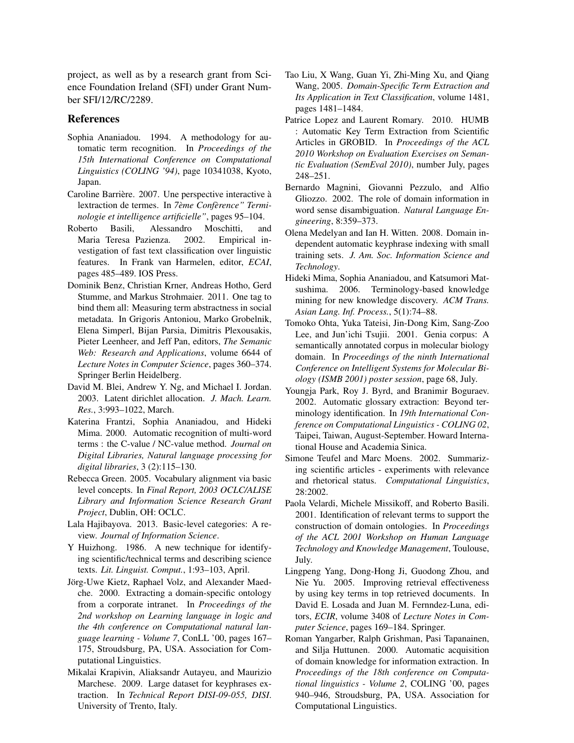project, as well as by a research grant from Science Foundation Ireland (SFI) under Grant Number SFI/12/RC/2289.

## References

Sophia Ananiadou. 1994. A methodology for automatic term recognition. In *Proceedings of the 15th International Conference on Computational Linguistics (COLING '94)*, page 10341038, Kyoto, Japan.

Caroline Barrière. 2007. Une perspective interactive à lextraction de termes. In *7ème Conférence" Terminologie et intelligence artificielle"*, pages 95–104.

Roberto Basili, Alessandro Moschitti, and Maria Teresa Pazienza. 2002. Empirical investigation of fast text classification over linguistic features. In Frank van Harmelen, editor, *ECAI*, pages 485–489. IOS Press.

Dominik Benz, Christian Krner, Andreas Hotho, Gerd Stumme, and Markus Strohmaier. 2011. One tag to bind them all: Measuring term abstractness in social metadata. In Grigoris Antoniou, Marko Grobelnik, Elena Simperl, Bijan Parsia, Dimitris Plexousakis, Pieter Leenheer, and Jeff Pan, editors, *The Semanic Web: Research and Applications*, volume 6644 of *Lecture Notes in Computer Science*, pages 360–374. Springer Berlin Heidelberg.

David M. Blei, Andrew Y. Ng, and Michael I. Jordan. 2003. Latent dirichlet allocation. *J. Mach. Learn. Res.*, 3:993–1022, March.

Katerina Frantzi, Sophia Ananiadou, and Hideki Mima. 2000. Automatic recognition of multi-word terms : the C-value / NC-value method. *Journal on Digital Libraries, Natural language processing for digital libraries*, 3 (2):115–130.

Rebecca Green. 2005. Vocabulary alignment via basic level concepts. In *Final Report, 2003 OCLC/ALISE Library and Information Science Research Grant Project*, Dublin, OH: OCLC.

Lala Hajibayova. 2013. Basic-level categories: A review. *Journal of Information Science*.

Y Huizhong. 1986. A new technique for identifying scientific/technical terms and describing science texts. *Lit. Linguist. Comput.*, 1:93–103, April.

Jörg-Uwe Kietz, Raphael Volz, and Alexander Maedche. 2000. Extracting a domain-specific ontology from a corporate intranet. In *Proceedings of the 2nd workshop on Learning language in logic and the 4th conference on Computational natural language learning - Volume 7*, ConLL '00, pages 167–175, Stroudsburg, PA, USA. Association for Computational Linguistics.

Mikalai Krapivin, Aliaksandr Autayeu, and Maurizio Marchese. 2009. Large dataset for keyphrases extraction. In *Technical Report DISI-09-055, DISI*. University of Trento, Italy.

Tao Liu, X Wang, Guan Yi, Zhi-Ming Xu, and Qiang Wang, 2005. *Domain-Specific Term Extraction and Its Application in Text Classification*, volume 1481, pages 1481–1484.

Patrice Lopez and Laurent Romary. 2010. HUMB : Automatic Key Term Extraction from Scientific Articles in GROBID. In *Proceedings of the ACL 2010 Workshop on Evaluation Exercises on Semantic Evaluation (SemEval 2010)*, number July, pages 248–251.

Bernardo Magnini, Giovanni Pezzulo, and Alfio Gliozzo. 2002. The role of domain information in word sense disambiguation. *Natural Language Engineering*, 8:359–373.

Olena Medelyan and Ian H. Witten. 2008. Domain independent automatic keyphrase indexing with small training sets. *J. Am. Soc. Information Science and Technology*.

Hideki Mima, Sophia Ananiadou, and Katsumori Matsushima. 2006. Terminology-based knowledge mining for new knowledge discovery. *ACM Trans. Asian Lang. Inf. Process.*, 5(1):74–88.

Tomoko Ohta, Yuka Tateisi, Jin-Dong Kim, Sang-Zoo Lee, and Jun'ichi Tsujii. 2001. Genia corpus: A semantically annotated corpus in molecular biology domain. In *Proceedings of the ninth International Conference on Intelligent Systems for Molecular Biology (ISMB 2001) poster session*, page 68, July.

Youngja Park, Roy J. Byrd, and Branimir Boguraev. 2002. Automatic glossary extraction: Beyond terminology identification. In *19th International Conference on Computational Linguistics - COLING 02*, Taipei, Taiwan, August-September. Howard International House and Academia Sinica.

Simone Teufel and Marc Moens. 2002. Summarizing scientific articles - experiments with relevance and rhetorical status. *Computational Linguistics*, 28:2002.

Paola Velardi, Michele Missikoff, and Roberto Basili. 2001. Identification of relevant terms to support the construction of domain ontologies. In *Proceedings of the ACL 2001 Workshop on Human Language Technology and Knowledge Management*, Toulouse, July.

Lingpeng Yang, Dong-Hong Ji, Guodong Zhou, and Nie Yu. 2005. Improving retrieval effectiveness by using key terms in top retrieved documents. In David E. Losada and Juan M. Fernndez-Luna, editors, *ECIR*, volume 3408 of *Lecture Notes in Computer Science*, pages 169–184. Springer.

Roman Yangarber, Ralph Grishman, Pasi Tapanainen, and Silja Huttunen. 2000. Automatic acquisition of domain knowledge for information extraction. In *Proceedings of the 18th conference on Computational linguistics - Volume 2*, COLING '00, pages 940–946, Stroudsburg, PA, USA. Association for Computational Linguistics.